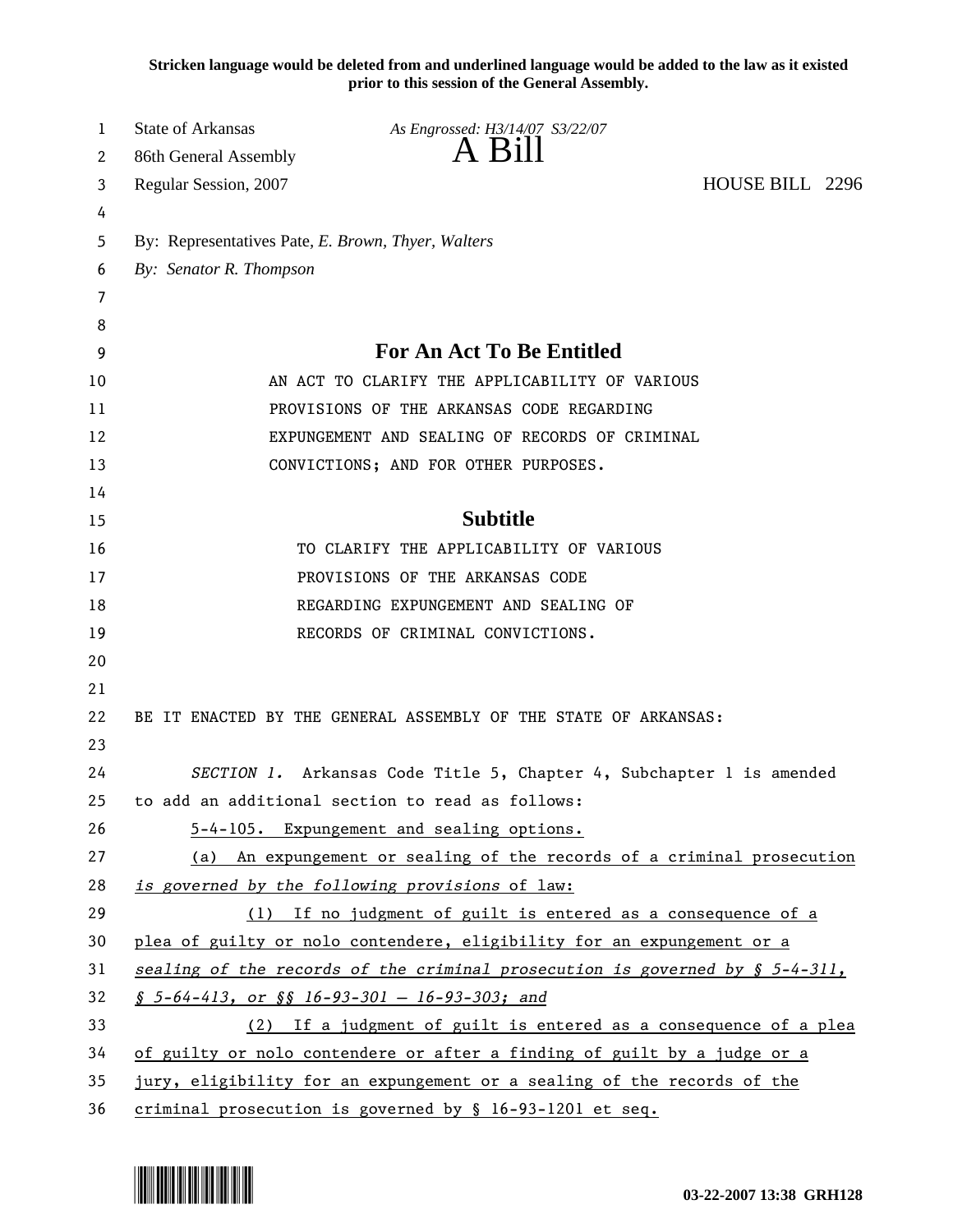**Stricken language would be deleted from and underlined language would be added to the law as it existed prior to this session of the General Assembly.**

State of Arkansas *As Engrossed: H3/14/07 S3/22/07*
86th General Assembly **A Bill**
Regular Session, 2007 HOUSE BILL 2296

By: Representatives Pate, *E. Brown, Thyer, Walters*
*By: Senator R. Thompson*

## For An Act To Be Entitled

AN ACT TO CLARIFY THE APPLICABILITY OF VARIOUS PROVISIONS OF THE ARKANSAS CODE REGARDING EXPUNGEMENT AND SEALING OF RECORDS OF CRIMINAL CONVICTIONS; AND FOR OTHER PURPOSES.

## Subtitle

TO CLARIFY THE APPLICABILITY OF VARIOUS PROVISIONS OF THE ARKANSAS CODE REGARDING EXPUNGEMENT AND SEALING OF RECORDS OF CRIMINAL CONVICTIONS.

BE IT ENACTED BY THE GENERAL ASSEMBLY OF THE STATE OF ARKANSAS:

*SECTION 1.* Arkansas Code Title 5, Chapter 4, Subchapter 1 is amended to add an additional section to read as follows:

5-4-105. Expungement and sealing options.

(a) An expungement or sealing of the records of a criminal prosecution *is governed by the following provisions* of law:

(1) If no judgment of guilt is entered as a consequence of a plea of guilty or nolo contendere, eligibility for an expungement or a *sealing of the records of the criminal prosecution is governed by § 5-4-311, § 5-64-413, or §§ 16-93-301 — 16-93-303; and*

(2) If a judgment of guilt is entered as a consequence of a plea of guilty or nolo contendere or after a finding of guilt by a judge or a jury, eligibility for an expungement or a sealing of the records of the criminal prosecution is governed by § 16-93-1201 et seq.

03-22-2007 13:38 GRH128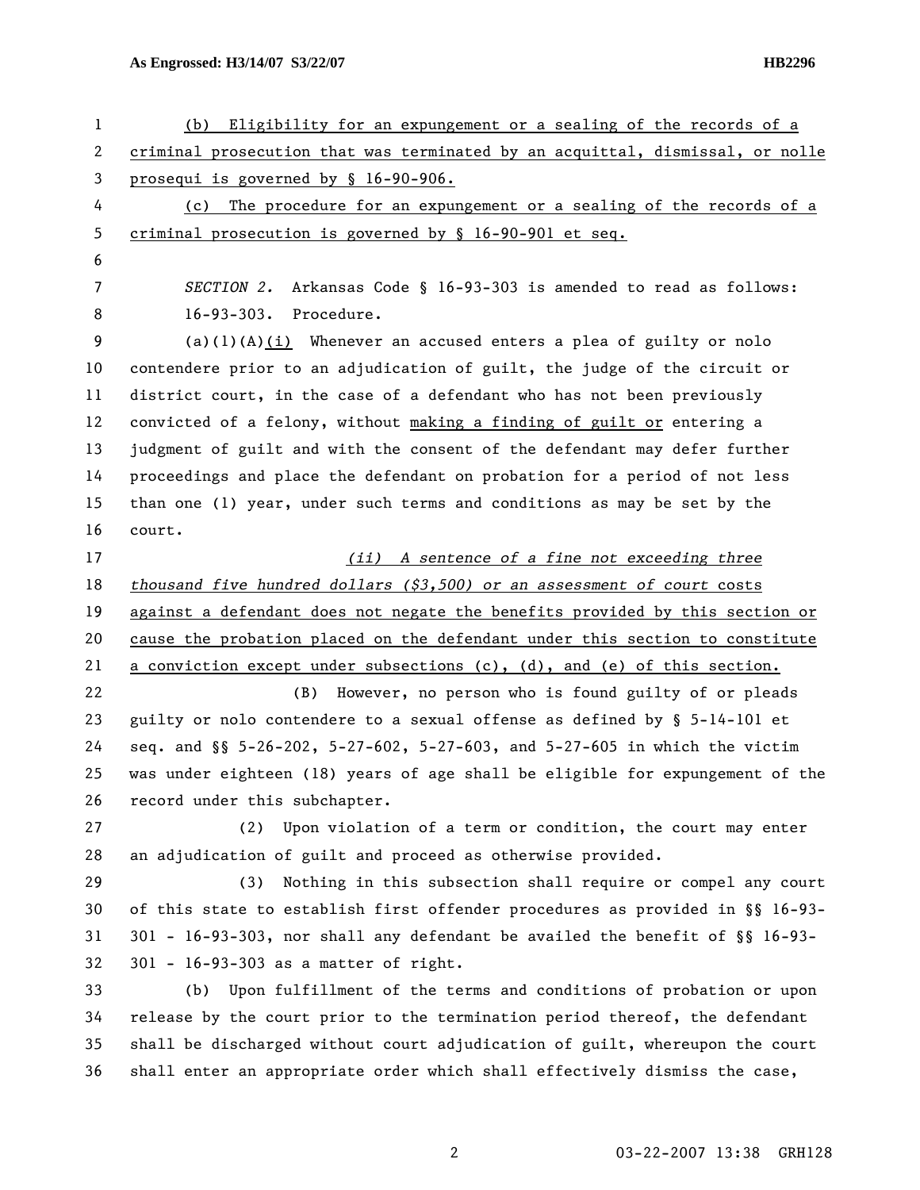(b) Eligibility for an expungement or a sealing of the records of a criminal prosecution that was terminated by an acquittal, dismissal, or nolle prosequi is governed by § 16-90-906.

(c) The procedure for an expungement or a sealing of the records of a criminal prosecution is governed by § 16-90-901 et seq.

*SECTION 2.* Arkansas Code § 16-93-303 is amended to read as follows:

16-93-303. Procedure.

(a)(1)(A)(i) Whenever an accused enters a plea of guilty or nolo contendere prior to an adjudication of guilt, the judge of the circuit or district court, in the case of a defendant who has not been previously convicted of a felony, without making a finding of guilt or entering a judgment of guilt and with the consent of the defendant may defer further proceedings and place the defendant on probation for a period of not less than one (1) year, under such terms and conditions as may be set by the court.

*(ii) A sentence of a fine not exceeding three thousand five hundred dollars ($3,500) or an assessment of court* costs against a defendant does not negate the benefits provided by this section or cause the probation placed on the defendant under this section to constitute a conviction except under subsections (c), (d), and (e) of this section.

(B) However, no person who is found guilty of or pleads guilty or nolo contendere to a sexual offense as defined by § 5-14-101 et seq. and §§ 5-26-202, 5-27-602, 5-27-603, and 5-27-605 in which the victim was under eighteen (18) years of age shall be eligible for expungement of the record under this subchapter.

(2) Upon violation of a term or condition, the court may enter an adjudication of guilt and proceed as otherwise provided.

(3) Nothing in this subsection shall require or compel any court of this state to establish first offender procedures as provided in §§ 16-93-301 - 16-93-303, nor shall any defendant be availed the benefit of §§ 16-93-301 - 16-93-303 as a matter of right.

(b) Upon fulfillment of the terms and conditions of probation or upon release by the court prior to the termination period thereof, the defendant shall be discharged without court adjudication of guilt, whereupon the court shall enter an appropriate order which shall effectively dismiss the case,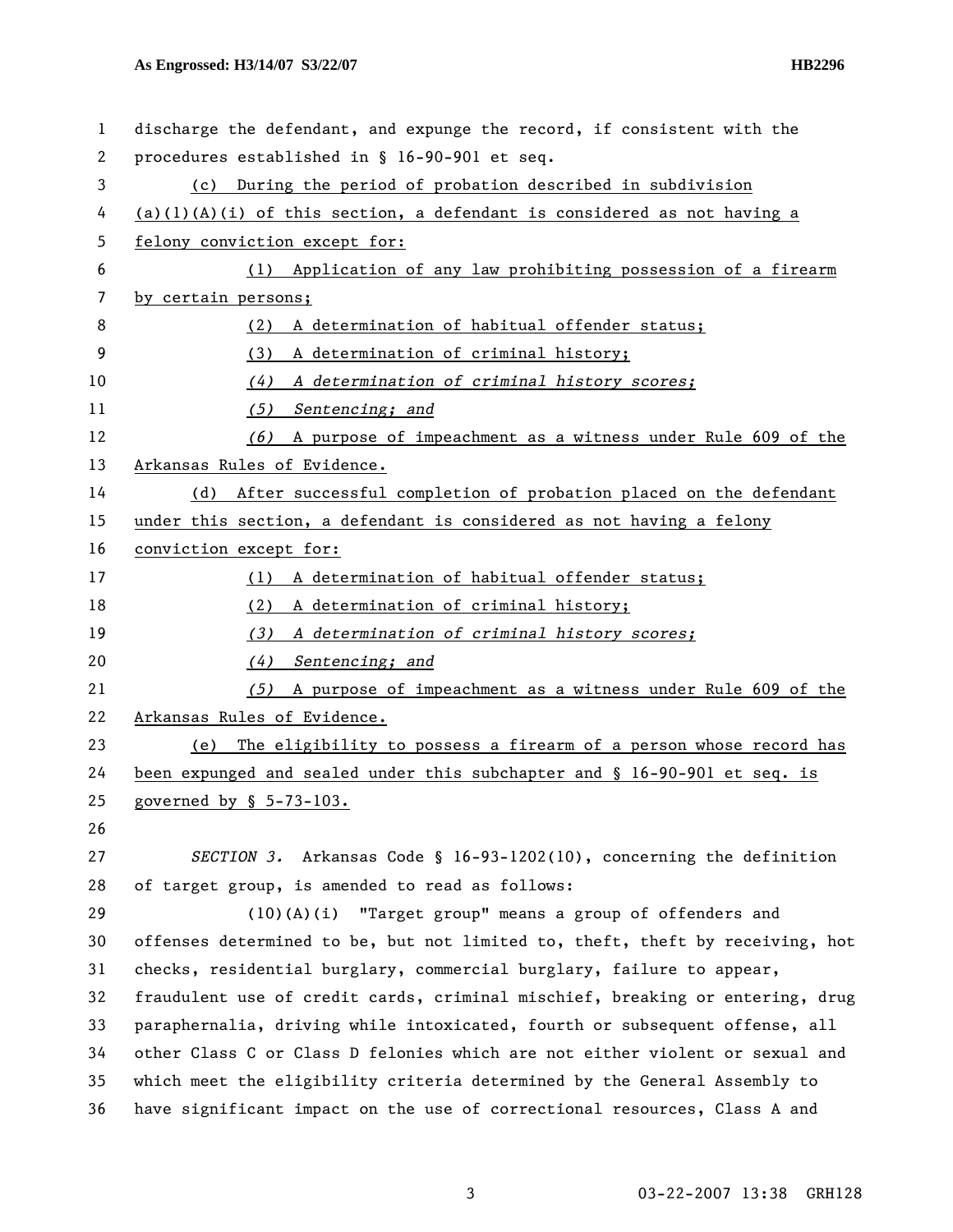discharge the defendant, and expunge the record, if consistent with the procedures established in § 16-90-901 et seq.

(c) During the period of probation described in subdivision (a)(1)(A)(i) of this section, a defendant is considered as not having a felony conviction except for:

(1) Application of any law prohibiting possession of a firearm by certain persons;

(2) A determination of habitual offender status;

(3) A determination of criminal history;

*(4) A determination of criminal history scores;*

*(5) Sentencing; and*

*(6)* A purpose of impeachment as a witness under Rule 609 of the Arkansas Rules of Evidence.

(d) After successful completion of probation placed on the defendant under this section, a defendant is considered as not having a felony conviction except for:

(1) A determination of habitual offender status;

(2) A determination of criminal history;

*(3) A determination of criminal history scores;*

*(4) Sentencing; and*

*(5)* A purpose of impeachment as a witness under Rule 609 of the Arkansas Rules of Evidence.

(e) The eligibility to possess a firearm of a person whose record has been expunged and sealed under this subchapter and § 16-90-901 et seq. is governed by § 5-73-103.

*SECTION 3.* Arkansas Code § 16-93-1202(10), concerning the definition of target group, is amended to read as follows:

(10)(A)(i) "Target group" means a group of offenders and offenses determined to be, but not limited to, theft, theft by receiving, hot checks, residential burglary, commercial burglary, failure to appear, fraudulent use of credit cards, criminal mischief, breaking or entering, drug paraphernalia, driving while intoxicated, fourth or subsequent offense, all other Class C or Class D felonies which are not either violent or sexual and which meet the eligibility criteria determined by the General Assembly to have significant impact on the use of correctional resources, Class A and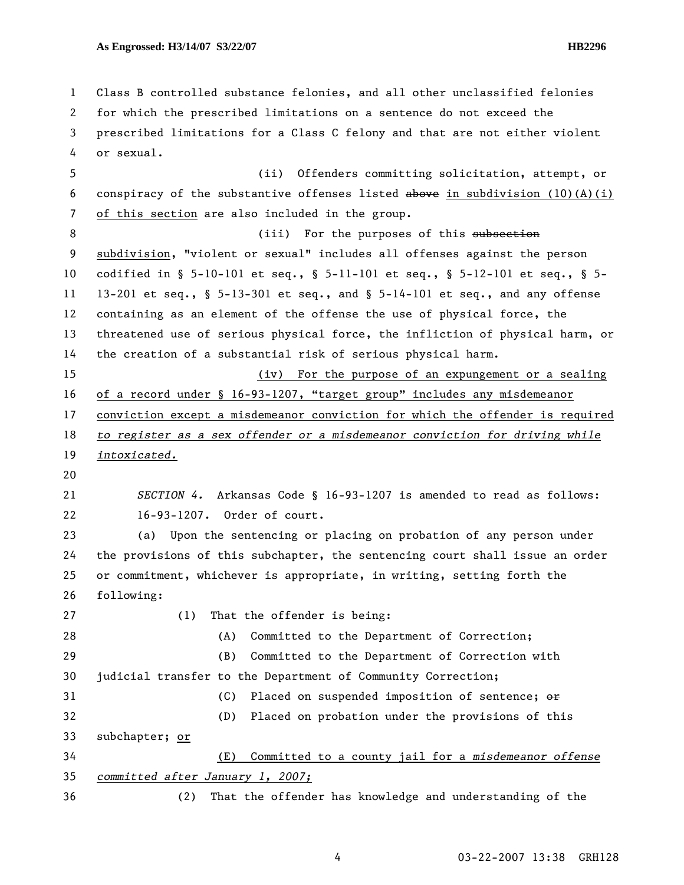Class B controlled substance felonies, and all other unclassified felonies for which the prescribed limitations on a sentence do not exceed the prescribed limitations for a Class C felony and that are not either violent or sexual.

(ii) Offenders committing solicitation, attempt, or conspiracy of the substantive offenses listed ~~above~~ in subdivision (10)(A)(i) of this section are also included in the group.

(iii) For the purposes of this ~~subsection~~ subdivision, "violent or sexual" includes all offenses against the person codified in § 5-10-101 et seq., § 5-11-101 et seq., § 5-12-101 et seq., § 5-13-201 et seq., § 5-13-301 et seq., and § 5-14-101 et seq., and any offense containing as an element of the offense the use of physical force, the threatened use of serious physical force, the infliction of physical harm, or the creation of a substantial risk of serious physical harm.

(iv) For the purpose of an expungement or a sealing of a record under § 16-93-1207, "target group" includes any misdemeanor conviction except a misdemeanor conviction for which the offender is required *to register as a sex offender or a misdemeanor conviction for driving while intoxicated.*

*SECTION 4.* Arkansas Code § 16-93-1207 is amended to read as follows:

16-93-1207. Order of court.

(a) Upon the sentencing or placing on probation of any person under the provisions of this subchapter, the sentencing court shall issue an order or commitment, whichever is appropriate, in writing, setting forth the following:

(1) That the offender is being:

(A) Committed to the Department of Correction;

(B) Committed to the Department of Correction with judicial transfer to the Department of Community Correction;

(C) Placed on suspended imposition of sentence; ~~or~~

(D) Placed on probation under the provisions of this subchapter; or

(E) Committed to a county jail for a *misdemeanor offense committed after January 1, 2007;*

(2) That the offender has knowledge and understanding of the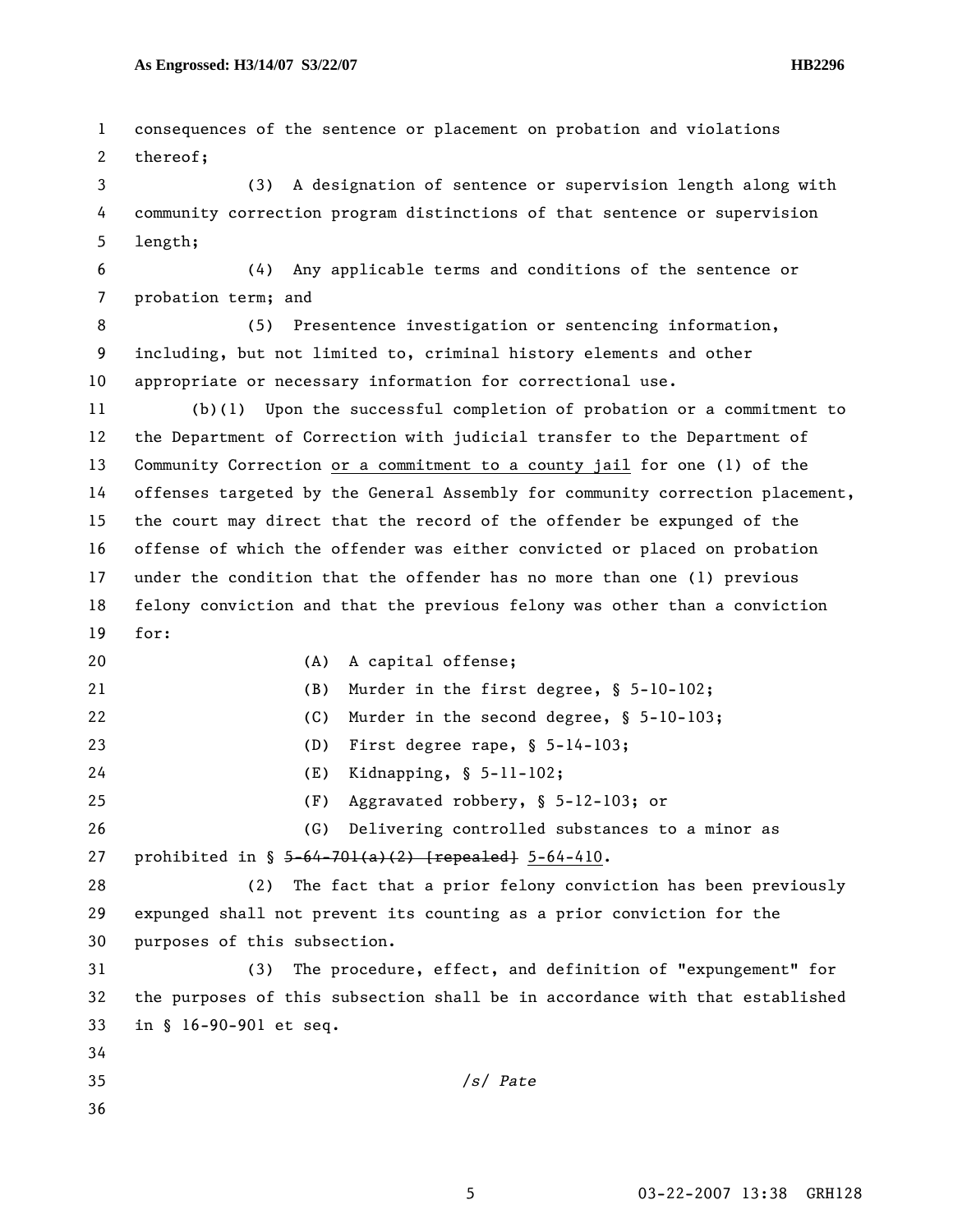consequences of the sentence or placement on probation and violations thereof;

(3) A designation of sentence or supervision length along with community correction program distinctions of that sentence or supervision length;

(4) Any applicable terms and conditions of the sentence or probation term; and

(5) Presentence investigation or sentencing information, including, but not limited to, criminal history elements and other appropriate or necessary information for correctional use.

(b)(1) Upon the successful completion of probation or a commitment to the Department of Correction with judicial transfer to the Department of Community Correction <u>or a commitment to a county jail</u> for one (1) of the offenses targeted by the General Assembly for community correction placement, the court may direct that the record of the offender be expunged of the offense of which the offender was either convicted or placed on probation under the condition that the offender has no more than one (1) previous felony conviction and that the previous felony was other than a conviction for:

(A) A capital offense;

(B) Murder in the first degree, § 5-10-102;

(C) Murder in the second degree, § 5-10-103;

(D) First degree rape, § 5-14-103;

(E) Kidnapping, § 5-11-102;

(F) Aggravated robbery, § 5-12-103; or

(G) Delivering controlled substances to a minor as prohibited in § ~~5-64-701(a)(2) [repealed]~~ <u>5-64-410</u>.

(2) The fact that a prior felony conviction has been previously expunged shall not prevent its counting as a prior conviction for the purposes of this subsection.

(3) The procedure, effect, and definition of "expungement" for the purposes of this subsection shall be in accordance with that established in § 16-90-901 et seq.

*/s/ Pate*